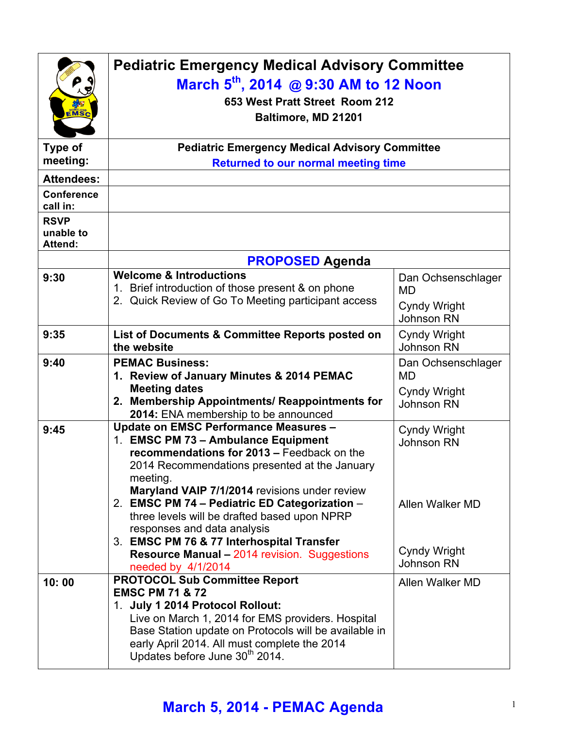# Pediatric Emergency Medical Advisory Committee

## March 5th, 2014 @ 9:30 AM to 12 Noon

**653 West Pratt Street Room 212**

**Baltimore, MD 21201**

| | | |
|---|---|---|
| **Type of meeting:** | **Pediatric Emergency Medical Advisory Committee** **Returned to our normal meeting time** | |
| **Attendees:** | | |
| **Conference call in:** | | |
| **RSVP unable to Attend:** | | |
| | **PROPOSED Agenda** | |
| **9:30** | **Welcome & Introductions** 1. Brief introduction of those present & on phone 2. Quick Review of Go To Meeting participant access | Dan Ochsenschlager MD Cyndy Wright Johnson RN |
| **9:35** | **List of Documents & Committee Reports posted on the website** | Cyndy Wright Johnson RN |
| **9:40** | **PEMAC Business:** **1. Review of January Minutes & 2014 PEMAC Meeting dates** **2. Membership Appointments/ Reappointments for 2014:** ENA membership to be announced | Dan Ochsenschlager MD Cyndy Wright Johnson RN |
| **9:45** | **Update on EMSC Performance Measures –** 1. **EMSC PM 73 – Ambulance Equipment recommendations for 2013 –** Feedback on the 2014 Recommendations presented at the January meeting. **Maryland VAIP 7/1/2014** revisions under review 2. **EMSC PM 74 – Pediatric ED Categorization** – three levels will be drafted based upon NPRP responses and data analysis 3. **EMSC PM 76 & 77 Interhospital Transfer Resource Manual –** 2014 revision. Suggestions needed by 4/1/2014 | Cyndy Wright Johnson RN Allen Walker MD Cyndy Wright Johnson RN |
| **10: 00** | **PROTOCOL Sub Committee Report** **EMSC PM 71 & 72** 1. **July 1 2014 Protocol Rollout:** Live on March 1, 2014 for EMS providers. Hospital Base Station update on Protocols will be available in early April 2014. All must complete the 2014 Updates before June 30th 2014. | Allen Walker MD |

**March 5, 2014 - PEMAC Agenda**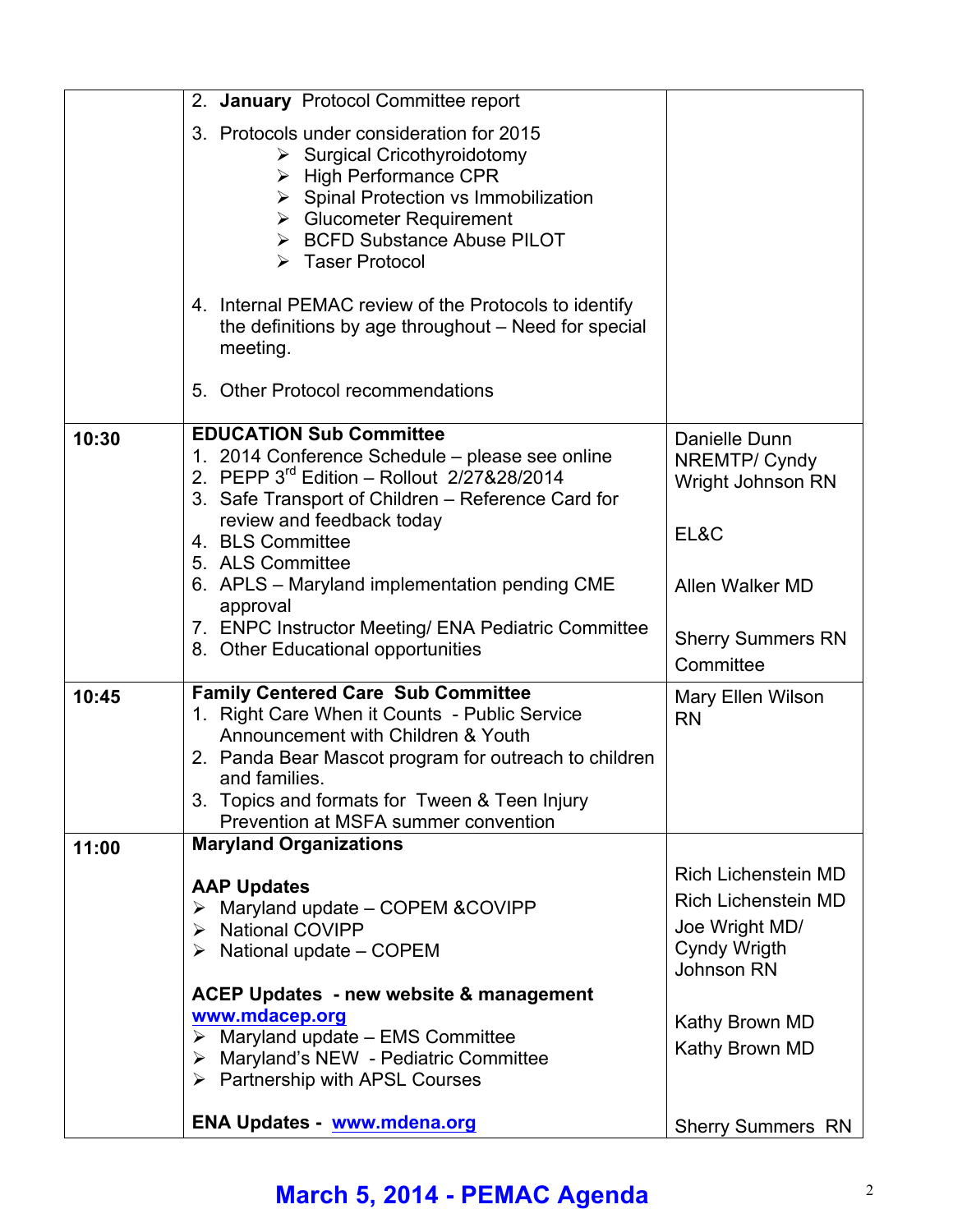| | | |
|---|---|---|
| | 2. **January** Protocol Committee report<br><br>3. Protocols under consideration for 2015<br>➢ Surgical Cricothyroidotomy<br>➢ High Performance CPR<br>➢ Spinal Protection vs Immobilization<br>➢ Glucometer Requirement<br>➢ BCFD Substance Abuse PILOT<br>➢ Taser Protocol<br><br>4. Internal PEMAC review of the Protocols to identify the definitions by age throughout – Need for special meeting.<br><br>5. Other Protocol recommendations | |
| **10:30** | **EDUCATION Sub Committee**<br>1. 2014 Conference Schedule – please see online<br>2. PEPP 3rd Edition – Rollout 2/27&28/2014<br>3. Safe Transport of Children – Reference Card for review and feedback today<br>4. BLS Committee<br>5. ALS Committee<br>6. APLS – Maryland implementation pending CME approval<br>7. ENPC Instructor Meeting/ ENA Pediatric Committee<br>8. Other Educational opportunities | Danielle Dunn NREMTP/ Cyndy Wright Johnson RN<br><br>EL&C<br><br>Allen Walker MD<br><br>Sherry Summers RN<br>Committee |
| **10:45** | **Family Centered Care Sub Committee**<br>1. Right Care When it Counts - Public Service Announcement with Children & Youth<br>2. Panda Bear Mascot program for outreach to children and families.<br>3. Topics and formats for Tween & Teen Injury Prevention at MSFA summer convention | Mary Ellen Wilson RN |
| **11:00** | **Maryland Organizations**<br><br>**AAP Updates**<br>➢ Maryland update – COPEM &COVIPP<br>➢ National COVIPP<br>➢ National update – COPEM<br><br>**ACEP Updates - new website & management**<br>**www.mdacep.org**<br>➢ Maryland update – EMS Committee<br>➢ Maryland's NEW - Pediatric Committee<br>➢ Partnership with APSL Courses<br><br>**ENA Updates - www.mdena.org** | <br><br>Rich Lichenstein MD<br>Rich Lichenstein MD<br>Joe Wright MD/ Cyndy Wrigth Johnson RN<br><br>Kathy Brown MD<br>Kathy Brown MD<br><br><br>Sherry Summers RN |

**March 5, 2014 - PEMAC Agenda**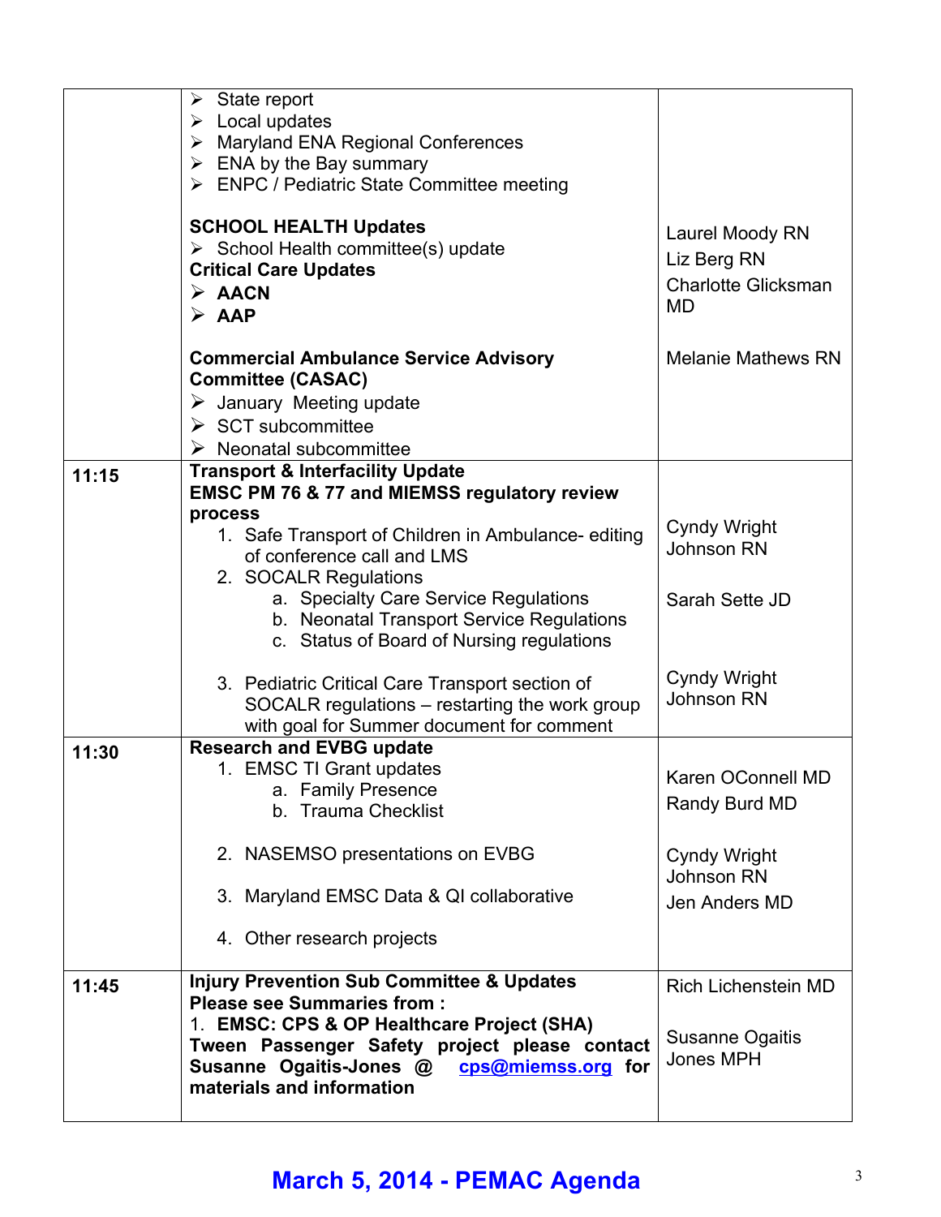| | | |
|---|---|---|
| | ➢ State report<br>➢ Local updates<br>➢ Maryland ENA Regional Conferences<br>➢ ENA by the Bay summary<br>➢ ENPC / Pediatric State Committee meeting<br><br>**SCHOOL HEALTH Updates**<br>➢ School Health committee(s) update<br>**Critical Care Updates**<br>➢ **AACN**<br>➢ **AAP**<br><br>**Commercial Ambulance Service Advisory Committee (CASAC)**<br>➢ January Meeting update<br>➢ SCT subcommittee<br>➢ Neonatal subcommittee | Laurel Moody RN<br>Liz Berg RN<br>Charlotte Glicksman MD<br><br>Melanie Mathews RN |
| **11:15** | **Transport & Interfacility Update**<br>**EMSC PM 76 & 77 and MIEMSS regulatory review process**<br>1. Safe Transport of Children in Ambulance- editing of conference call and LMS<br>2. SOCALR Regulations<br>&nbsp;&nbsp;&nbsp;&nbsp;a. Specialty Care Service Regulations<br>&nbsp;&nbsp;&nbsp;&nbsp;b. Neonatal Transport Service Regulations<br>&nbsp;&nbsp;&nbsp;&nbsp;c. Status of Board of Nursing regulations<br><br>3. Pediatric Critical Care Transport section of SOCALR regulations – restarting the work group with goal for Summer document for comment | Cyndy Wright Johnson RN<br><br>Sarah Sette JD<br><br>Cyndy Wright Johnson RN |
| **11:30** | **Research and EVBG update**<br>1. EMSC TI Grant updates<br>&nbsp;&nbsp;&nbsp;&nbsp;a. Family Presence<br>&nbsp;&nbsp;&nbsp;&nbsp;b. Trauma Checklist<br><br>2. NASEMSO presentations on EVBG<br><br>3. Maryland EMSC Data & QI collaborative<br><br>4. Other research projects | Karen OConnell MD<br>Randy Burd MD<br><br>Cyndy Wright Johnson RN<br>Jen Anders MD |
| **11:45** | **Injury Prevention Sub Committee & Updates**<br>**Please see Summaries from :**<br>1. **EMSC: CPS & OP Healthcare Project (SHA)**<br>**Tween Passenger Safety project please contact Susanne Ogaitis-Jones @ cps@miemss.org for materials and information** | Rich Lichenstein MD<br><br>Susanne Ogaitis Jones MPH |

**March 5, 2014 - PEMAC Agenda**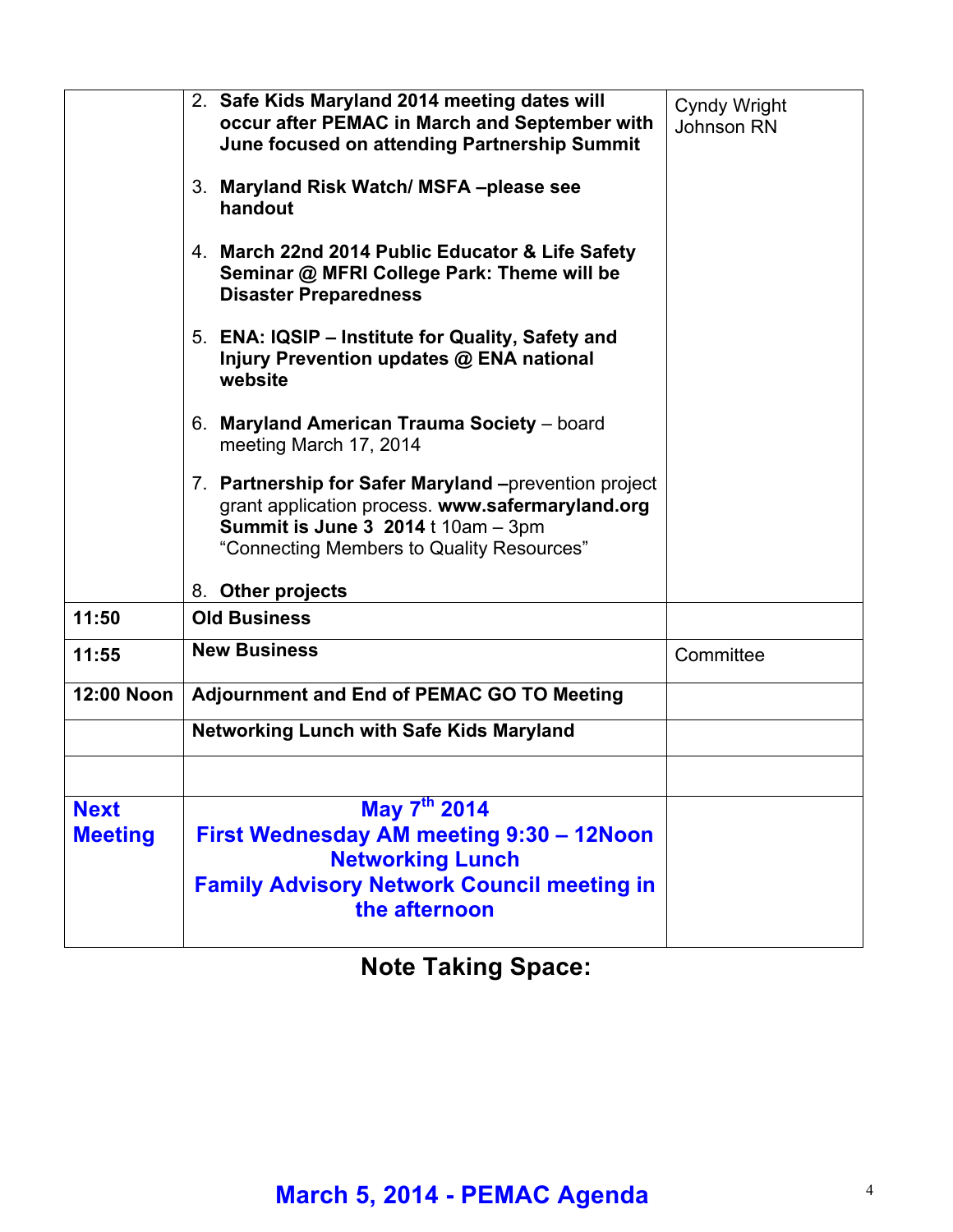| | | |
|---|---|---|
| | 2. **Safe Kids Maryland 2014 meeting dates will occur after PEMAC in March and September with June focused on attending Partnership Summit**<br><br>3. **Maryland Risk Watch/ MSFA –please see handout**<br><br>4. **March 22nd 2014 Public Educator & Life Safety Seminar @ MFRI College Park: Theme will be Disaster Preparedness**<br><br>5. **ENA: IQSIP – Institute for Quality, Safety and Injury Prevention updates @ ENA national website**<br><br>6. **Maryland American Trauma Society** – board meeting March 17, 2014<br><br>7. **Partnership for Safer Maryland –**prevention project grant application process. **www.safermaryland.org Summit is June 3 2014** t 10am – 3pm "Connecting Members to Quality Resources"<br><br>8. **Other projects** | Cyndy Wright Johnson RN |
| **11:50** | **Old Business** | |
| **11:55** | **New Business** | Committee |
| **12:00 Noon** | **Adjournment and End of PEMAC GO TO Meeting** | |
| | **Networking Lunch with Safe Kids Maryland** | |
| | | |
| **Next Meeting** | **May 7th 2014**<br>**First Wednesday AM meeting 9:30 – 12Noon**<br>**Networking Lunch**<br>**Family Advisory Network Council meeting in the afternoon** | |

## Note Taking Space:

**March 5, 2014 - PEMAC Agenda**